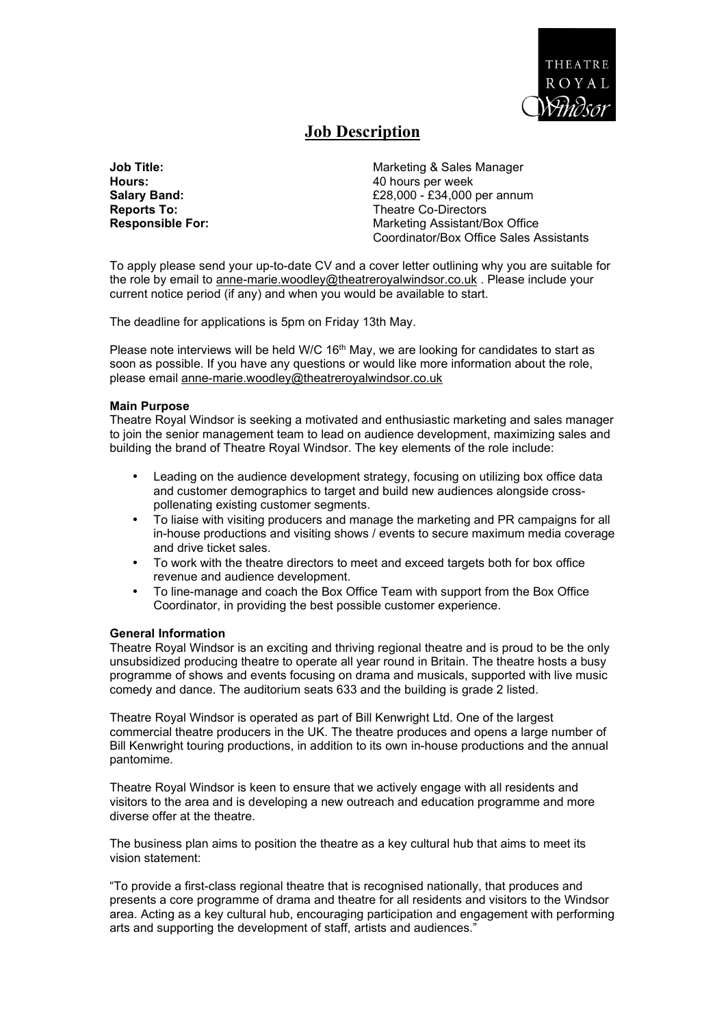# Job Description

| | |
|---|---|
| **Job Title:** | Marketing & Sales Manager |
| **Hours:** | 40 hours per week |
| **Salary Band:** | £28,000 - £34,000 per annum |
| **Reports To:** | Theatre Co-Directors |
| **Responsible For:** | Marketing Assistant/Box Office Coordinator/Box Office Sales Assistants |

To apply please send your up-to-date CV and a cover letter outlining why you are suitable for the role by email to anne-marie.woodley@theatreroyalwindsor.co.uk . Please include your current notice period (if any) and when you would be available to start.

The deadline for applications is 5pm on Friday 13th May.

Please note interviews will be held W/C 16th May, we are looking for candidates to start as soon as possible. If you have any questions or would like more information about the role, please email anne-marie.woodley@theatreroyalwindsor.co.uk

**Main Purpose**

Theatre Royal Windsor is seeking a motivated and enthusiastic marketing and sales manager to join the senior management team to lead on audience development, maximizing sales and building the brand of Theatre Royal Windsor. The key elements of the role include:

- Leading on the audience development strategy, focusing on utilizing box office data and customer demographics to target and build new audiences alongside cross-pollenating existing customer segments.
- To liaise with visiting producers and manage the marketing and PR campaigns for all in-house productions and visiting shows / events to secure maximum media coverage and drive ticket sales.
- To work with the theatre directors to meet and exceed targets both for box office revenue and audience development.
- To line-manage and coach the Box Office Team with support from the Box Office Coordinator, in providing the best possible customer experience.

**General Information**

Theatre Royal Windsor is an exciting and thriving regional theatre and is proud to be the only unsubsidized producing theatre to operate all year round in Britain. The theatre hosts a busy programme of shows and events focusing on drama and musicals, supported with live music comedy and dance. The auditorium seats 633 and the building is grade 2 listed.

Theatre Royal Windsor is operated as part of Bill Kenwright Ltd. One of the largest commercial theatre producers in the UK. The theatre produces and opens a large number of Bill Kenwright touring productions, in addition to its own in-house productions and the annual pantomime.

Theatre Royal Windsor is keen to ensure that we actively engage with all residents and visitors to the area and is developing a new outreach and education programme and more diverse offer at the theatre.

The business plan aims to position the theatre as a key cultural hub that aims to meet its vision statement:

"To provide a first-class regional theatre that is recognised nationally, that produces and presents a core programme of drama and theatre for all residents and visitors to the Windsor area. Acting as a key cultural hub, encouraging participation and engagement with performing arts and supporting the development of staff, artists and audiences."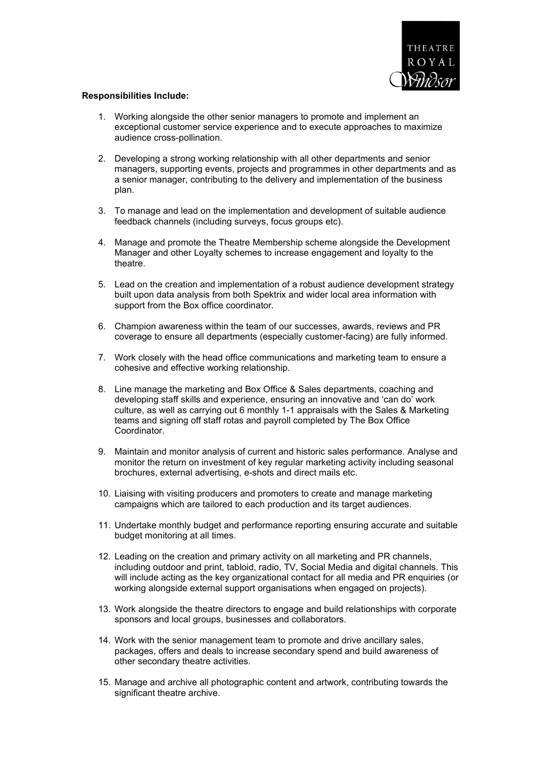**Responsibilities Include:**

1. Working alongside the other senior managers to promote and implement an exceptional customer service experience and to execute approaches to maximize audience cross-pollination.

2. Developing a strong working relationship with all other departments and senior managers, supporting events, projects and programmes in other departments and as a senior manager, contributing to the delivery and implementation of the business plan.

3. To manage and lead on the implementation and development of suitable audience feedback channels (including surveys, focus groups etc).

4. Manage and promote the Theatre Membership scheme alongside the Development Manager and other Loyalty schemes to increase engagement and loyalty to the theatre.

5. Lead on the creation and implementation of a robust audience development strategy built upon data analysis from both Spektrix and wider local area information with support from the Box office coordinator.

6. Champion awareness within the team of our successes, awards, reviews and PR coverage to ensure all departments (especially customer-facing) are fully informed.

7. Work closely with the head office communications and marketing team to ensure a cohesive and effective working relationship.

8. Line manage the marketing and Box Office & Sales departments, coaching and developing staff skills and experience, ensuring an innovative and 'can do' work culture, as well as carrying out 6 monthly 1-1 appraisals with the Sales & Marketing teams and signing off staff rotas and payroll completed by The Box Office Coordinator.

9. Maintain and monitor analysis of current and historic sales performance. Analyse and monitor the return on investment of key regular marketing activity including seasonal brochures, external advertising, e-shots and direct mails etc.

10. Liaising with visiting producers and promoters to create and manage marketing campaigns which are tailored to each production and its target audiences.

11. Undertake monthly budget and performance reporting ensuring accurate and suitable budget monitoring at all times.

12. Leading on the creation and primary activity on all marketing and PR channels, including outdoor and print, tabloid, radio, TV, Social Media and digital channels. This will include acting as the key organizational contact for all media and PR enquiries (or working alongside external support organisations when engaged on projects).

13. Work alongside the theatre directors to engage and build relationships with corporate sponsors and local groups, businesses and collaborators.

14. Work with the senior management team to promote and drive ancillary sales, packages, offers and deals to increase secondary spend and build awareness of other secondary theatre activities.

15. Manage and archive all photographic content and artwork, contributing towards the significant theatre archive.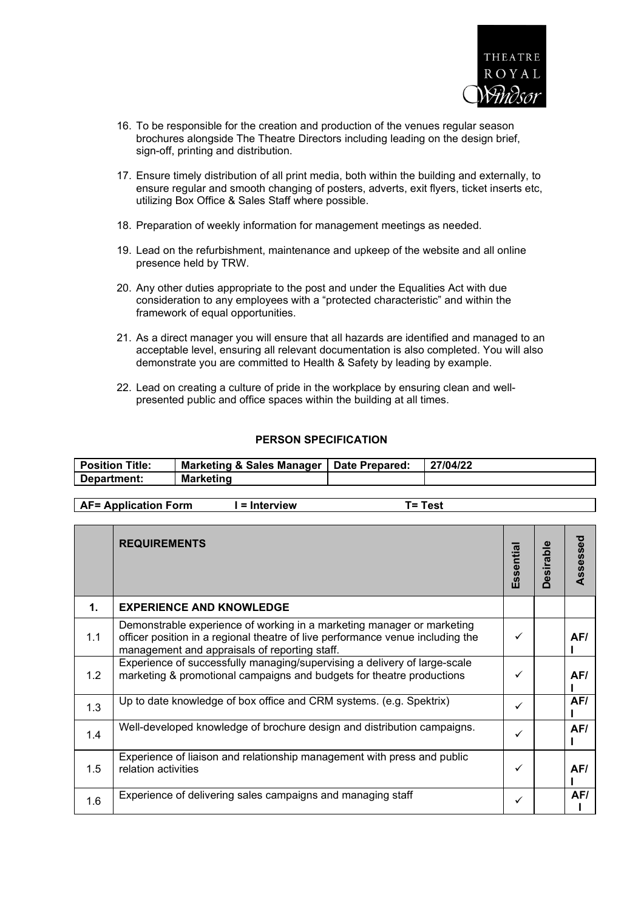16. To be responsible for the creation and production of the venues regular season brochures alongside The Theatre Directors including leading on the design brief, sign-off, printing and distribution.

17. Ensure timely distribution of all print media, both within the building and externally, to ensure regular and smooth changing of posters, adverts, exit flyers, ticket inserts etc, utilizing Box Office & Sales Staff where possible.

18. Preparation of weekly information for management meetings as needed.

19. Lead on the refurbishment, maintenance and upkeep of the website and all online presence held by TRW.

20. Any other duties appropriate to the post and under the Equalities Act with due consideration to any employees with a "protected characteristic" and within the framework of equal opportunities.

21. As a direct manager you will ensure that all hazards are identified and managed to an acceptable level, ensuring all relevant documentation is also completed. You will also demonstrate you are committed to Health & Safety by leading by example.

22. Lead on creating a culture of pride in the workplace by ensuring clean and well-presented public and office spaces within the building at all times.

## PERSON SPECIFICATION

| **Position Title:** | **Marketing & Sales Manager** | **Date Prepared:** | **27/04/22** |
|---|---|---|---|
| **Department:** | **Marketing** | | |

**AF= Application Form    I = Interview    T= Test**

| | **REQUIREMENTS** | **Essential** | **Desirable** | **Assessed** |
|---|---|---|---|---|
| **1.** | **EXPERIENCE AND KNOWLEDGE** | | | |
| 1.1 | Demonstrable experience of working in a marketing manager or marketing officer position in a regional theatre of live performance venue including the management and appraisals of reporting staff. | ✓ | | **AF/I** |
| 1.2 | Experience of successfully managing/supervising a delivery of large-scale marketing & promotional campaigns and budgets for theatre productions | ✓ | | **AF/I** |
| 1.3 | Up to date knowledge of box office and CRM systems. (e.g. Spektrix) | ✓ | | **AF/I** |
| 1.4 | Well-developed knowledge of brochure design and distribution campaigns. | ✓ | | **AF/I** |
| 1.5 | Experience of liaison and relationship management with press and public relation activities | ✓ | | **AF/I** |
| 1.6 | Experience of delivering sales campaigns and managing staff | ✓ | | **AF/I** |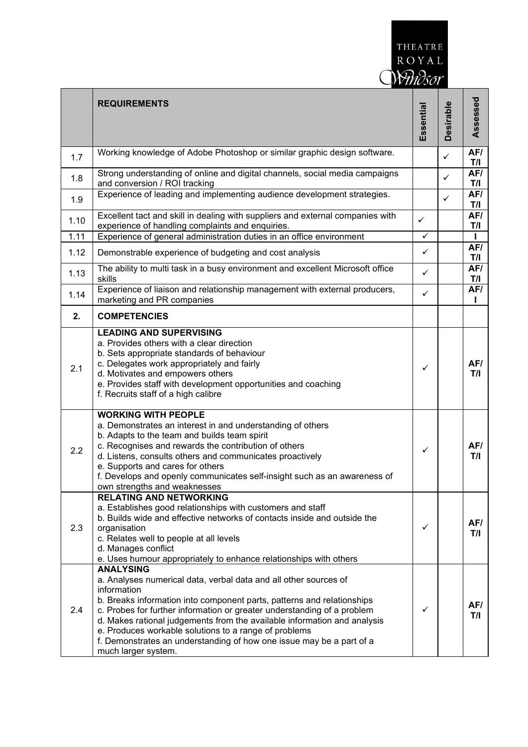| | REQUIREMENTS | Essential | Desirable | Assessed |
|---|---|---|---|---|
| 1.7 | Working knowledge of Adobe Photoshop or similar graphic design software. | | ✓ | AF/ T/I |
| 1.8 | Strong understanding of online and digital channels, social media campaigns and conversion / ROI tracking | | ✓ | AF/ T/I |
| 1.9 | Experience of leading and implementing audience development strategies. | | ✓ | AF/ T/I |
| 1.10 | Excellent tact and skill in dealing with suppliers and external companies with experience of handling complaints and enquiries. | ✓ | | AF/ T/I |
| 1.11 | Experience of general administration duties in an office environment | ✓ | | I |
| 1.12 | Demonstrable experience of budgeting and cost analysis | ✓ | | AF/ T/I |
| 1.13 | The ability to multi task in a busy environment and excellent Microsoft office skills | ✓ | | AF/ T/I |
| 1.14 | Experience of liaison and relationship management with external producers, marketing and PR companies | ✓ | | AF/ I |
| **2.** | **COMPETENCIES** | | | |
| 2.1 | **LEADING AND SUPERVISING**<br>a. Provides others with a clear direction<br>b. Sets appropriate standards of behaviour<br>c. Delegates work appropriately and fairly<br>d. Motivates and empowers others<br>e. Provides staff with development opportunities and coaching<br>f. Recruits staff of a high calibre | ✓ | | AF/ T/I |
| 2.2 | **WORKING WITH PEOPLE**<br>a. Demonstrates an interest in and understanding of others<br>b. Adapts to the team and builds team spirit<br>c. Recognises and rewards the contribution of others<br>d. Listens, consults others and communicates proactively<br>e. Supports and cares for others<br>f. Develops and openly communicates self-insight such as an awareness of own strengths and weaknesses | ✓ | | AF/ T/I |
| 2.3 | **RELATING AND NETWORKING**<br>a. Establishes good relationships with customers and staff<br>b. Builds wide and effective networks of contacts inside and outside the organisation<br>c. Relates well to people at all levels<br>d. Manages conflict<br>e. Uses humour appropriately to enhance relationships with others | ✓ | | AF/ T/I |
| 2.4 | **ANALYSING**<br>a. Analyses numerical data, verbal data and all other sources of information<br>b. Breaks information into component parts, patterns and relationships<br>c. Probes for further information or greater understanding of a problem<br>d. Makes rational judgements from the available information and analysis<br>e. Produces workable solutions to a range of problems<br>f. Demonstrates an understanding of how one issue may be a part of a much larger system. | ✓ | | AF/ T/I |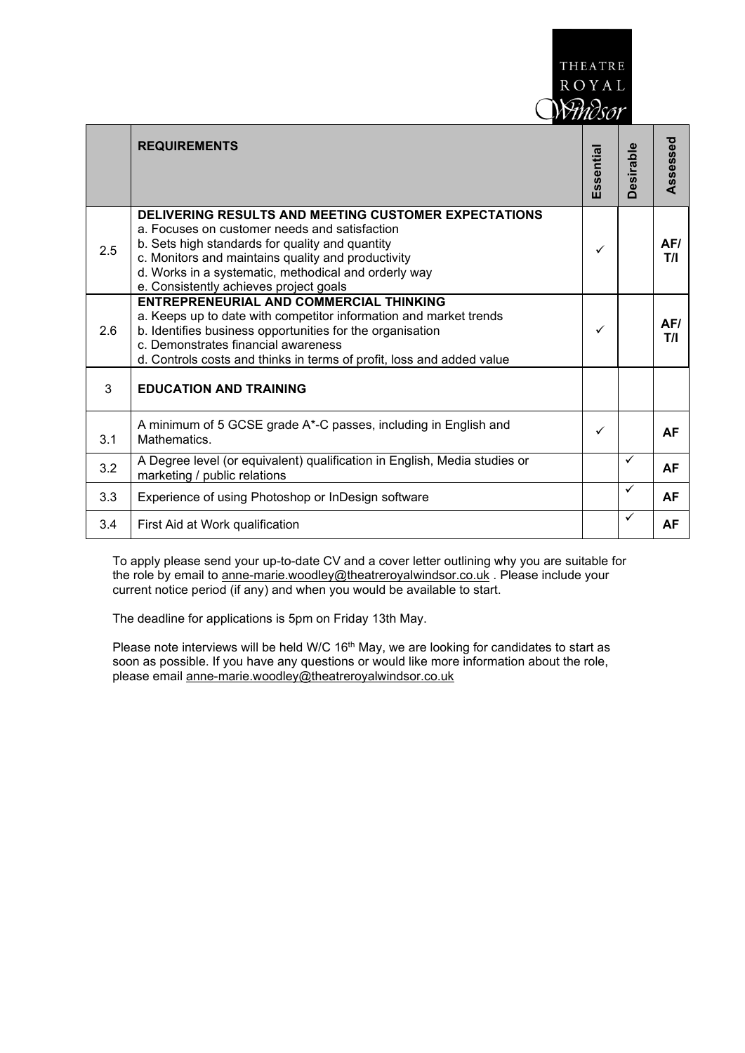THEATRE ROYAL Windsor

| | REQUIREMENTS | Essential | Desirable | Assessed |
|---|---|---|---|---|
| 2.5 | **DELIVERING RESULTS AND MEETING CUSTOMER EXPECTATIONS**<br>a. Focuses on customer needs and satisfaction<br>b. Sets high standards for quality and quantity<br>c. Monitors and maintains quality and productivity<br>d. Works in a systematic, methodical and orderly way<br>e. Consistently achieves project goals | ✓ | | **AF/ T/I** |
| 2.6 | **ENTREPRENEURIAL AND COMMERCIAL THINKING**<br>a. Keeps up to date with competitor information and market trends<br>b. Identifies business opportunities for the organisation<br>c. Demonstrates financial awareness<br>d. Controls costs and thinks in terms of profit, loss and added value | ✓ | | **AF/ T/I** |
| 3 | **EDUCATION AND TRAINING** | | | |
| 3.1 | A minimum of 5 GCSE grade A*-C passes, including in English and Mathematics. | ✓ | | **AF** |
| 3.2 | A Degree level (or equivalent) qualification in English, Media studies or marketing / public relations | | ✓ | **AF** |
| 3.3 | Experience of using Photoshop or InDesign software | | ✓ | **AF** |
| 3.4 | First Aid at Work qualification | | ✓ | **AF** |

To apply please send your up-to-date CV and a cover letter outlining why you are suitable for the role by email to anne-marie.woodley@theatreroyalwindsor.co.uk . Please include your current notice period (if any) and when you would be available to start.

The deadline for applications is 5pm on Friday 13th May.

Please note interviews will be held W/C 16th May, we are looking for candidates to start as soon as possible. If you have any questions or would like more information about the role, please email anne-marie.woodley@theatreroyalwindsor.co.uk